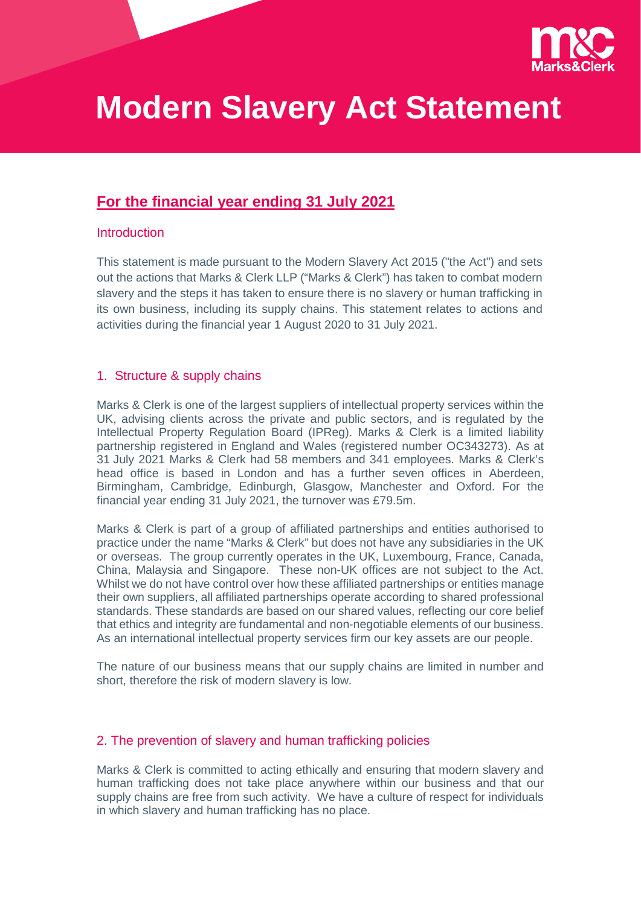# Modern Slavery Act Statement

## For the financial year ending 31 July 2021

### Introduction

This statement is made pursuant to the Modern Slavery Act 2015 ("the Act") and sets out the actions that Marks & Clerk LLP ("Marks & Clerk") has taken to combat modern slavery and the steps it has taken to ensure there is no slavery or human trafficking in its own business, including its supply chains. This statement relates to actions and activities during the financial year 1 August 2020 to 31 July 2021.

### 1. Structure & supply chains

Marks & Clerk is one of the largest suppliers of intellectual property services within the UK, advising clients across the private and public sectors, and is regulated by the Intellectual Property Regulation Board (IPReg). Marks & Clerk is a limited liability partnership registered in England and Wales (registered number OC343273). As at 31 July 2021 Marks & Clerk had 58 members and 341 employees. Marks & Clerk's head office is based in London and has a further seven offices in Aberdeen, Birmingham, Cambridge, Edinburgh, Glasgow, Manchester and Oxford. For the financial year ending 31 July 2021, the turnover was £79.5m.

Marks & Clerk is part of a group of affiliated partnerships and entities authorised to practice under the name "Marks & Clerk" but does not have any subsidiaries in the UK or overseas. The group currently operates in the UK, Luxembourg, France, Canada, China, Malaysia and Singapore. These non-UK offices are not subject to the Act. Whilst we do not have control over how these affiliated partnerships or entities manage their own suppliers, all affiliated partnerships operate according to shared professional standards. These standards are based on our shared values, reflecting our core belief that ethics and integrity are fundamental and non-negotiable elements of our business. As an international intellectual property services firm our key assets are our people.

The nature of our business means that our supply chains are limited in number and short, therefore the risk of modern slavery is low.

### 2. The prevention of slavery and human trafficking policies

Marks & Clerk is committed to acting ethically and ensuring that modern slavery and human trafficking does not take place anywhere within our business and that our supply chains are free from such activity. We have a culture of respect for individuals in which slavery and human trafficking has no place.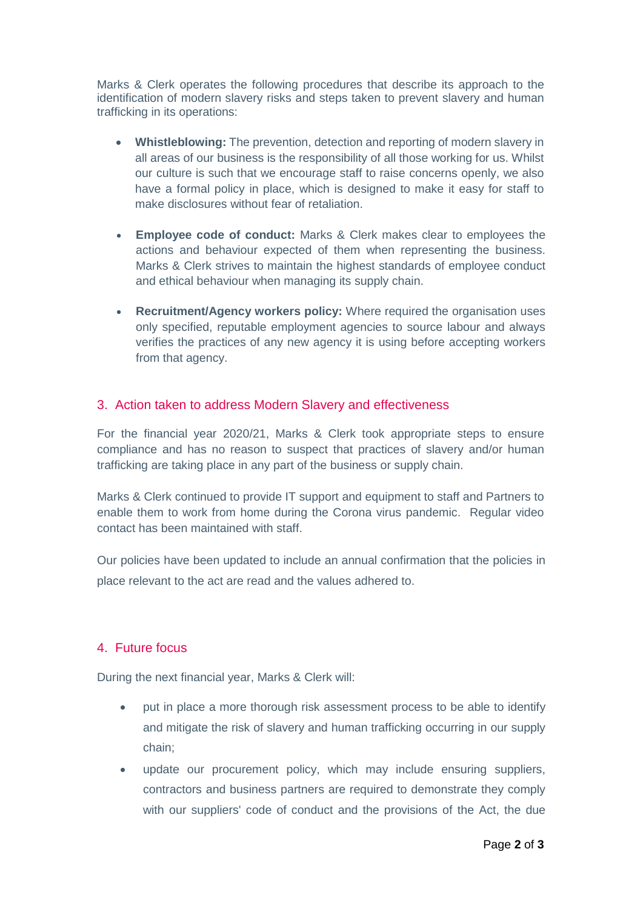Marks & Clerk operates the following procedures that describe its approach to the identification of modern slavery risks and steps taken to prevent slavery and human trafficking in its operations:

- **Whistleblowing:** The prevention, detection and reporting of modern slavery in all areas of our business is the responsibility of all those working for us. Whilst our culture is such that we encourage staff to raise concerns openly, we also have a formal policy in place, which is designed to make it easy for staff to make disclosures without fear of retaliation.

- **Employee code of conduct:** Marks & Clerk makes clear to employees the actions and behaviour expected of them when representing the business. Marks & Clerk strives to maintain the highest standards of employee conduct and ethical behaviour when managing its supply chain.

- **Recruitment/Agency workers policy:** Where required the organisation uses only specified, reputable employment agencies to source labour and always verifies the practices of any new agency it is using before accepting workers from that agency.

## 3. Action taken to address Modern Slavery and effectiveness

For the financial year 2020/21, Marks & Clerk took appropriate steps to ensure compliance and has no reason to suspect that practices of slavery and/or human trafficking are taking place in any part of the business or supply chain.

Marks & Clerk continued to provide IT support and equipment to staff and Partners to enable them to work from home during the Corona virus pandemic. Regular video contact has been maintained with staff.

Our policies have been updated to include an annual confirmation that the policies in place relevant to the act are read and the values adhered to.

## 4. Future focus

During the next financial year, Marks & Clerk will:

- put in place a more thorough risk assessment process to be able to identify and mitigate the risk of slavery and human trafficking occurring in our supply chain;
- update our procurement policy, which may include ensuring suppliers, contractors and business partners are required to demonstrate they comply with our suppliers' code of conduct and the provisions of the Act, the due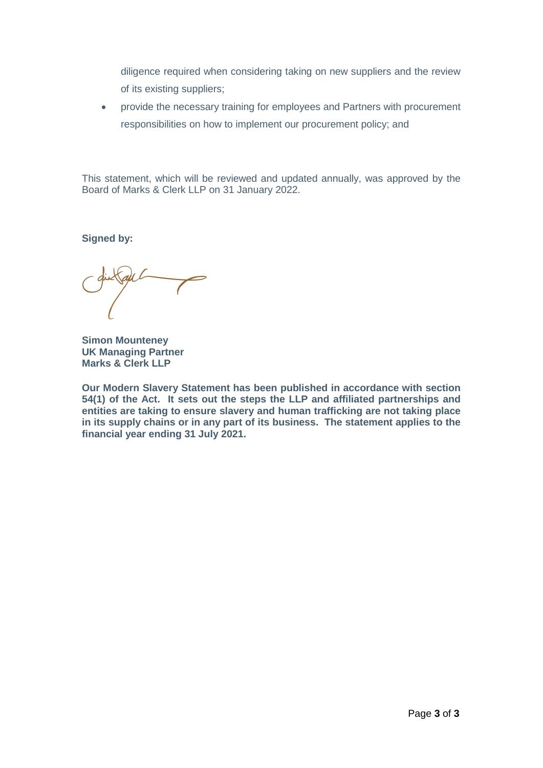diligence required when considering taking on new suppliers and the review of its existing suppliers;

- provide the necessary training for employees and Partners with procurement responsibilities on how to implement our procurement policy; and

This statement, which will be reviewed and updated annually, was approved by the Board of Marks & Clerk LLP on 31 January 2022.

**Signed by:**

**Simon Mounteney**
**UK Managing Partner**
**Marks & Clerk LLP**

**Our Modern Slavery Statement has been published in accordance with section 54(1) of the Act. It sets out the steps the LLP and affiliated partnerships and entities are taking to ensure slavery and human trafficking are not taking place in its supply chains or in any part of its business. The statement applies to the financial year ending 31 July 2021.**